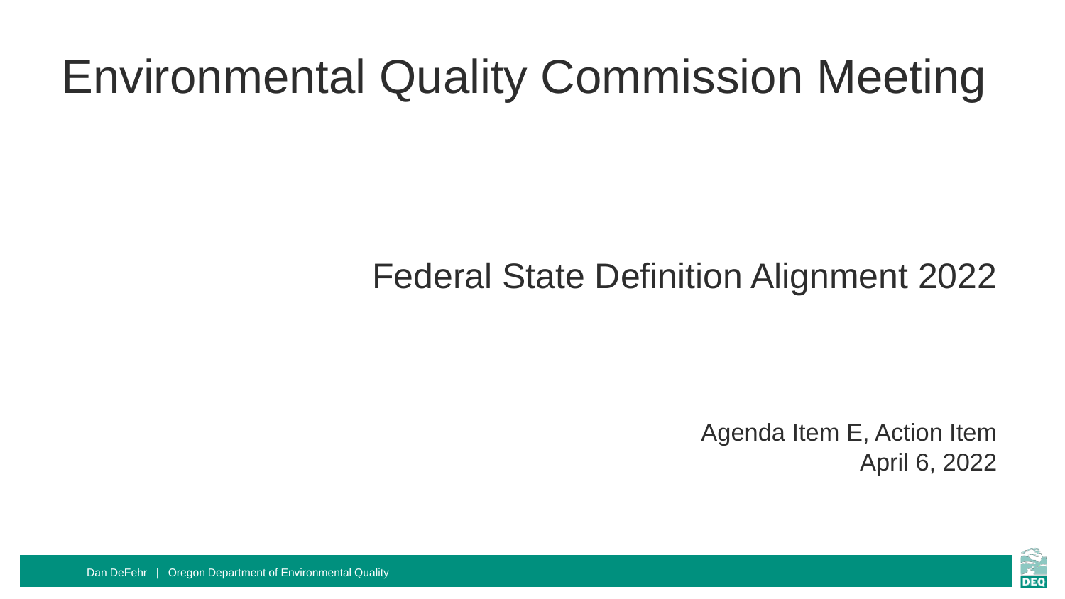# Environmental Quality Commission Meeting

## Federal State Definition Alignment 2022

Agenda Item E, Action Item
April 6, 2022

Dan DeFehr | Oregon Department of Environmental Quality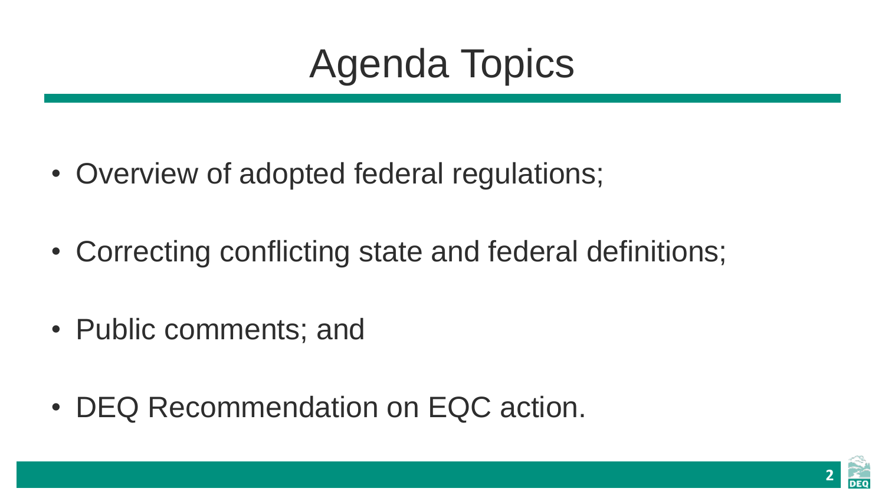# Agenda Topics

- Overview of adopted federal regulations;
- Correcting conflicting state and federal definitions;
- Public comments; and
- DEQ Recommendation on EQC action.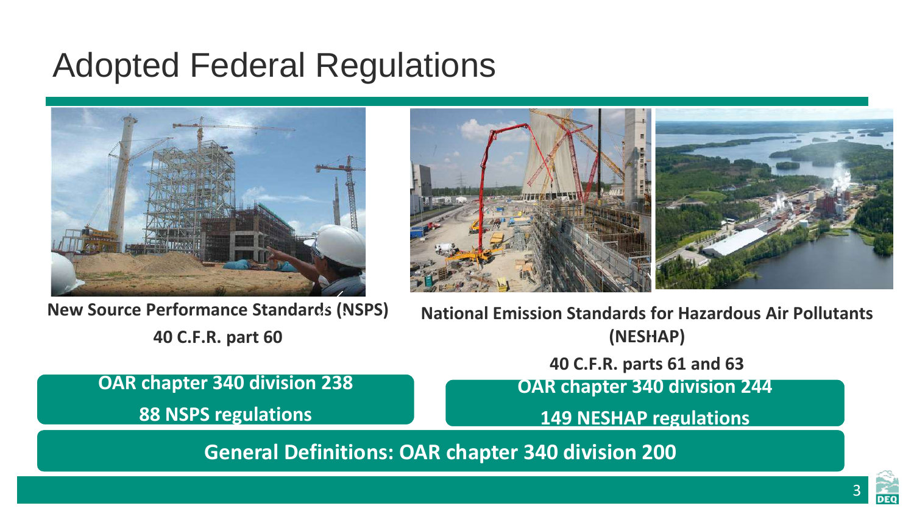# Adopted Federal Regulations

**New Source Performance Standards (NSPS)**

**40 C.F.R. part 60**

**OAR chapter 340 division 238**

**88 NSPS regulations**

**National Emission Standards for Hazardous Air Pollutants (NESHAP)**

**40 C.F.R. parts 61 and 63**

**OAR chapter 340 division 244**

**149 NESHAP regulations**

**General Definitions: OAR chapter 340 division 200**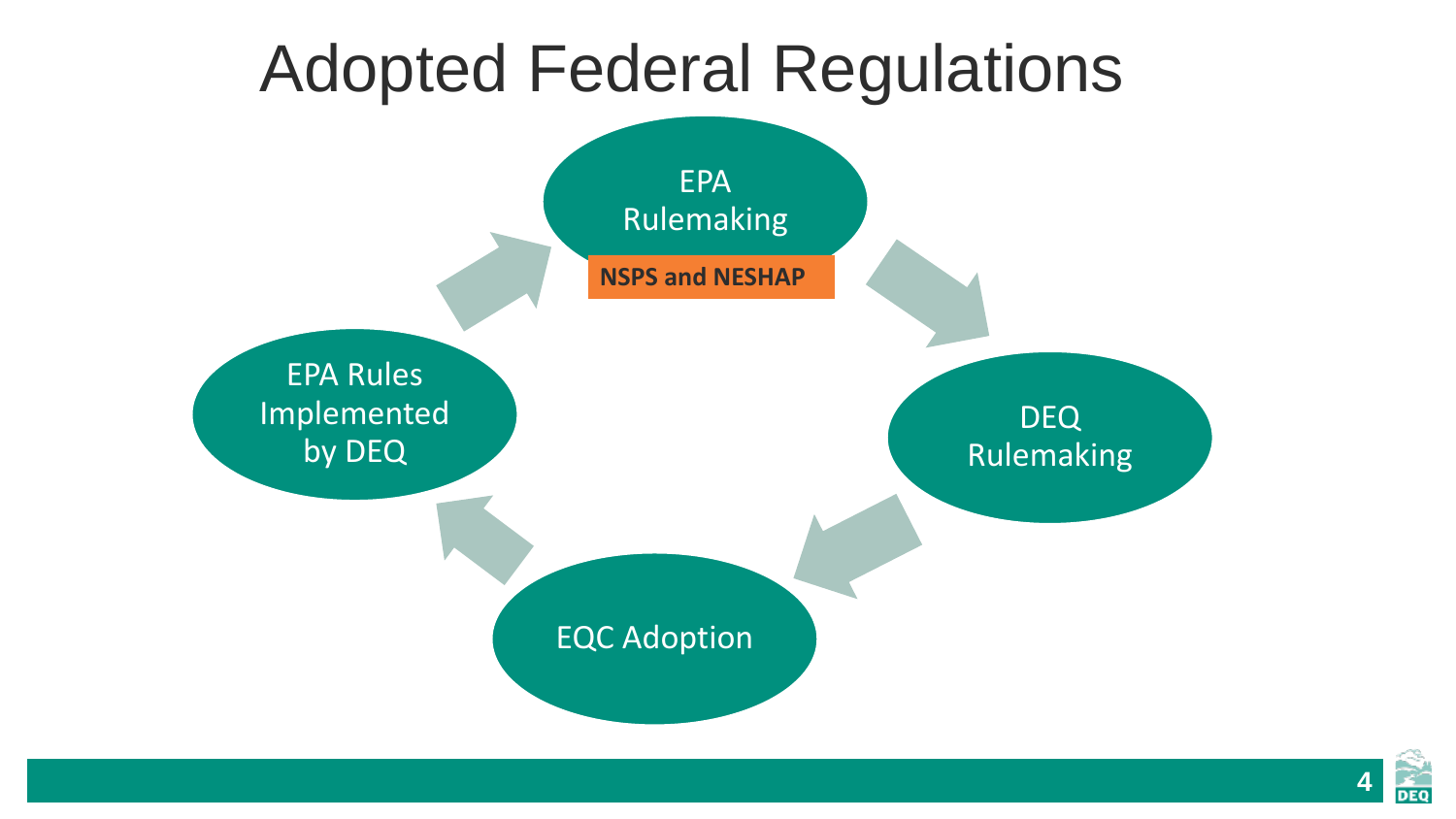# Adopted Federal Regulations

EPA Rulemaking

**NSPS and NESHAP**

DEQ Rulemaking

EQC Adoption

EPA Rules Implemented by DEQ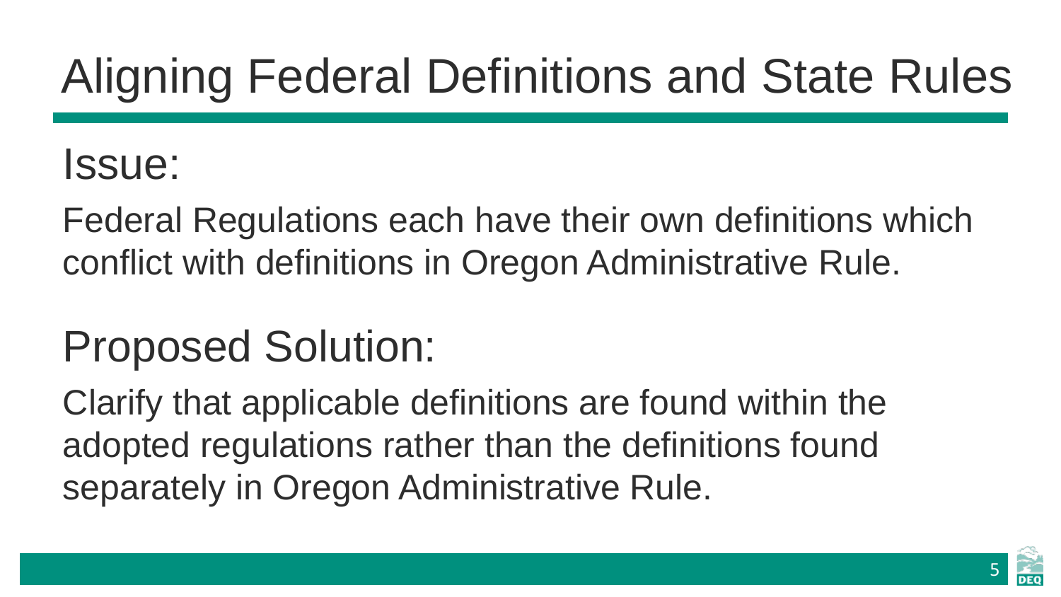# Aligning Federal Definitions and State Rules

## Issue:

Federal Regulations each have their own definitions which conflict with definitions in Oregon Administrative Rule.

## Proposed Solution:

Clarify that applicable definitions are found within the adopted regulations rather than the definitions found separately in Oregon Administrative Rule.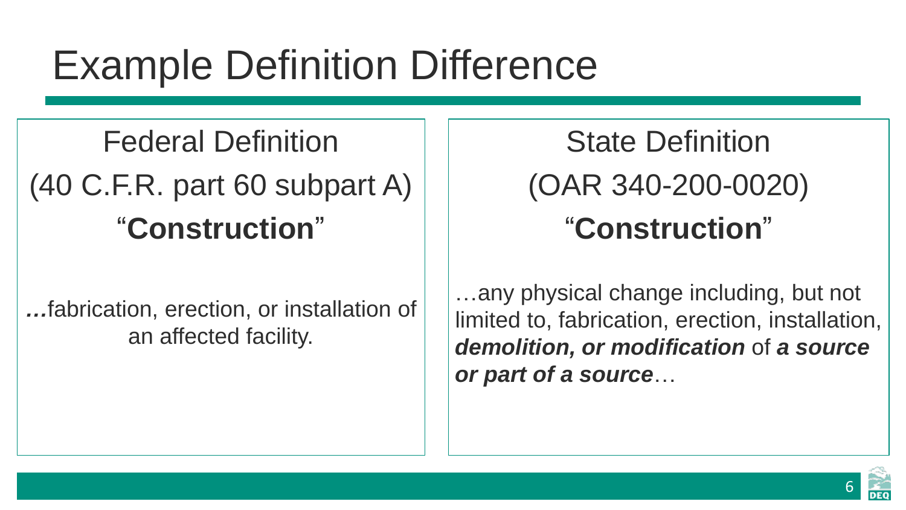# Example Definition Difference

## Federal Definition

(40 C.F.R. part 60 subpart A)

“**Construction**”

***…***fabrication, erection, or installation of an affected facility.

## State Definition

(OAR 340-200-0020)

“**Construction**”

…any physical change including, but not limited to, fabrication, erection, installation, ***demolition, or modification*** of ***a source or part of a source***…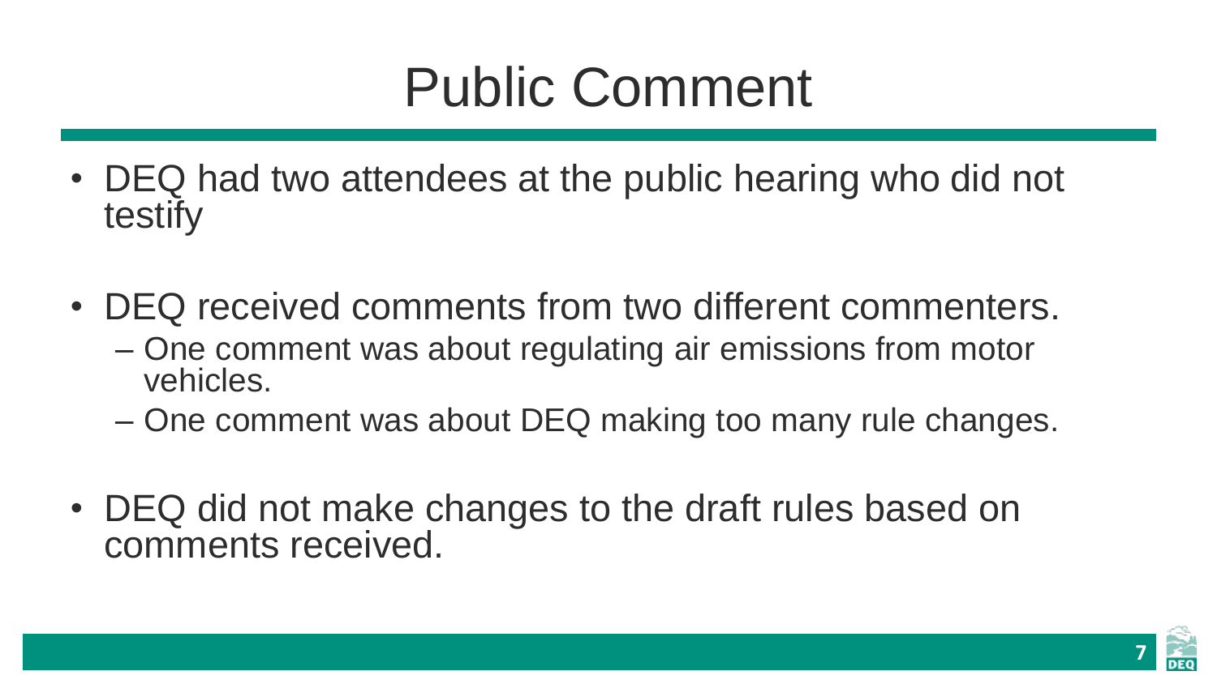# Public Comment

- DEQ had two attendees at the public hearing who did not testify
- DEQ received comments from two different commenters.
  - One comment was about regulating air emissions from motor vehicles.
  - One comment was about DEQ making too many rule changes.
- DEQ did not make changes to the draft rules based on comments received.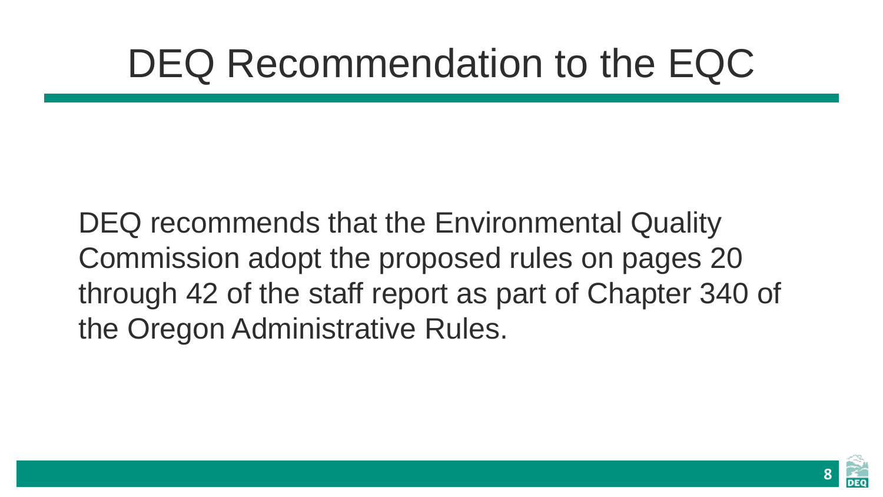# DEQ Recommendation to the EQC

DEQ recommends that the Environmental Quality Commission adopt the proposed rules on pages 20 through 42 of the staff report as part of Chapter 340 of the Oregon Administrative Rules.